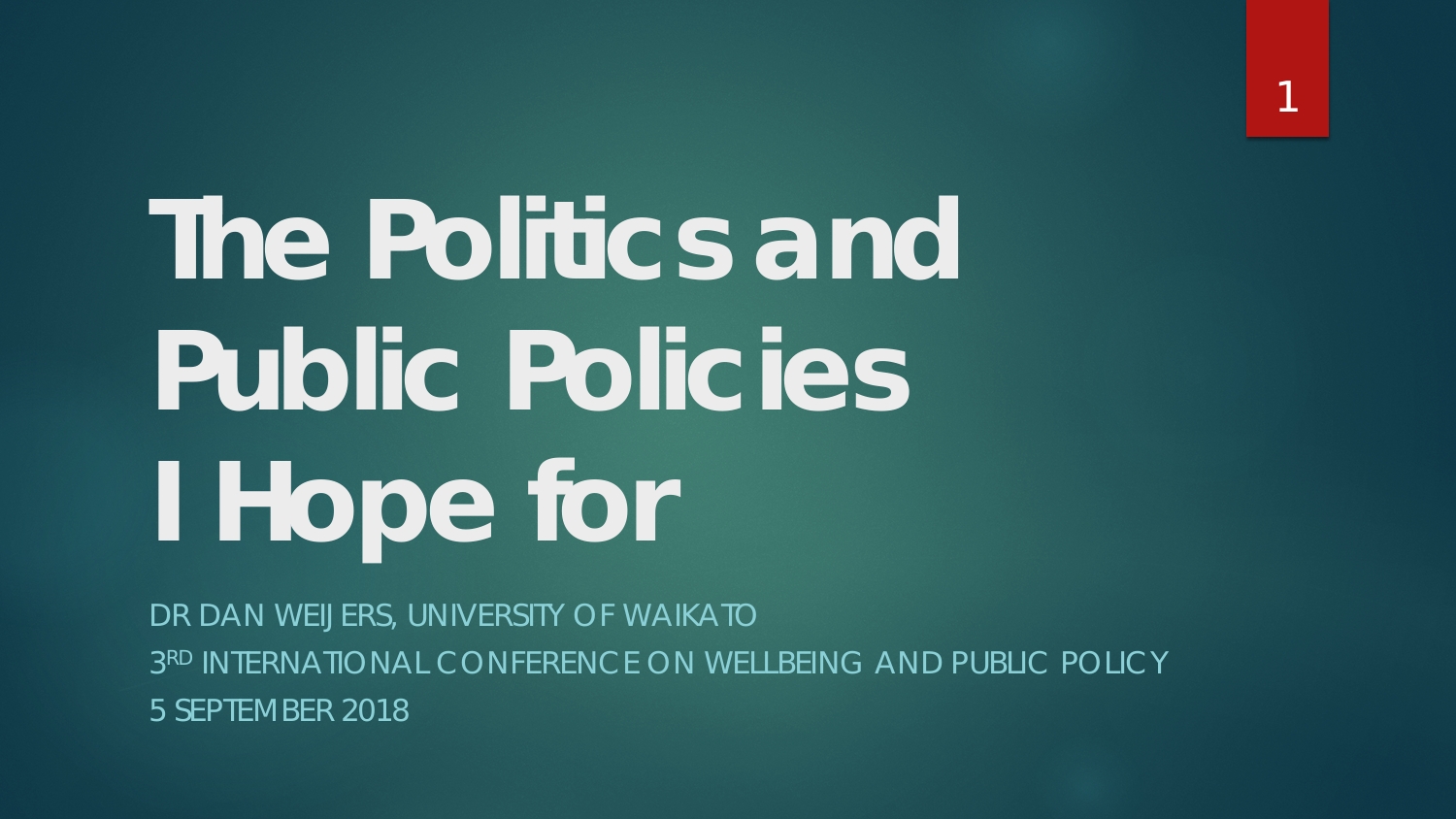# The Politics and Public Policies I Hope for

DR DAN WEIJERS, UNIVERSITY OF WAIKATO

3RD INTERNATIONAL CONFERENCE ON WELLBEING AND PUBLIC POLICY

5 SEPTEMBER 2018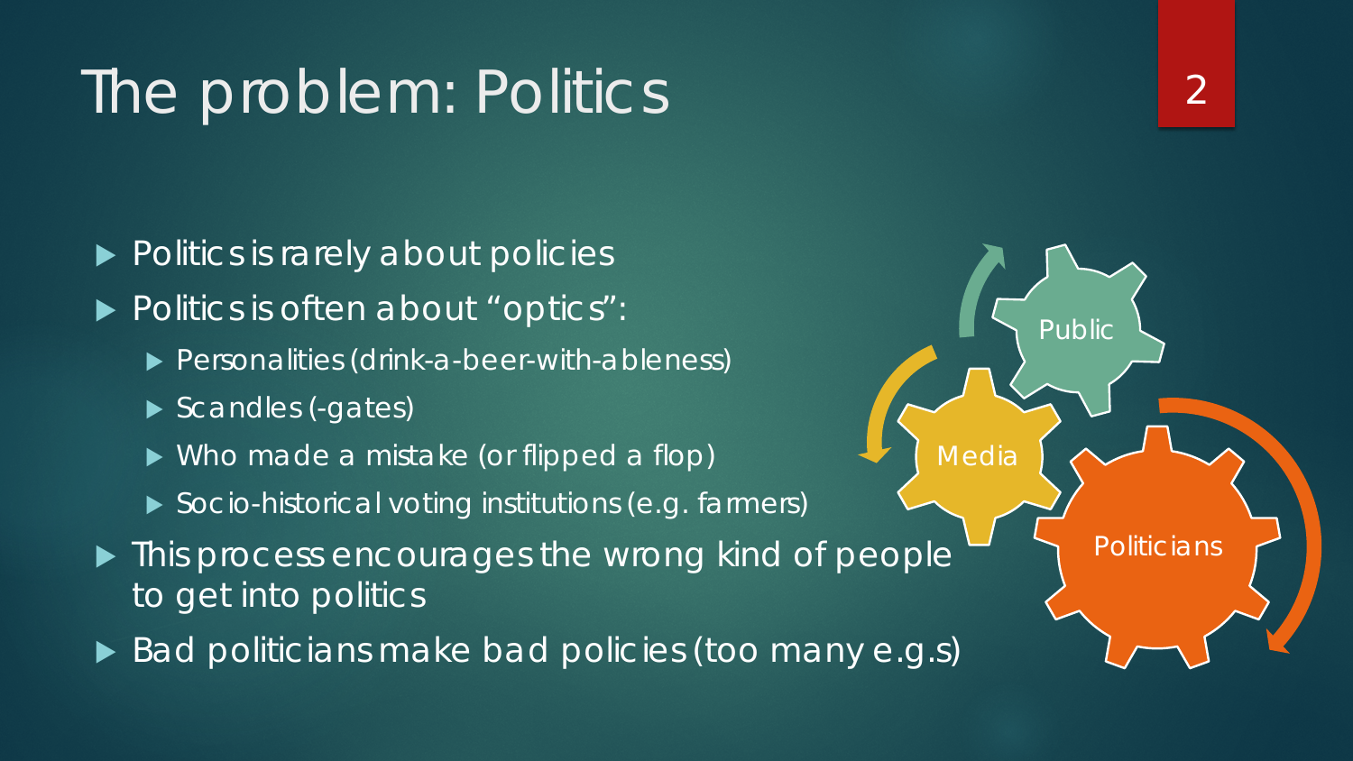# The problem: Politics

- Politics is rarely about policies
- Politics is often about "optics":
  - Personalities (drink-a-beer-with-ableness)
  - Scandles (-gates)
  - Who made a mistake (or flipped a flop)
  - Socio-historical voting institutions (e.g. farmers)
- This process encourages the wrong kind of people to get into politics
- Bad politicians make bad policies (too many e.g.s)

Public

Media

Politicians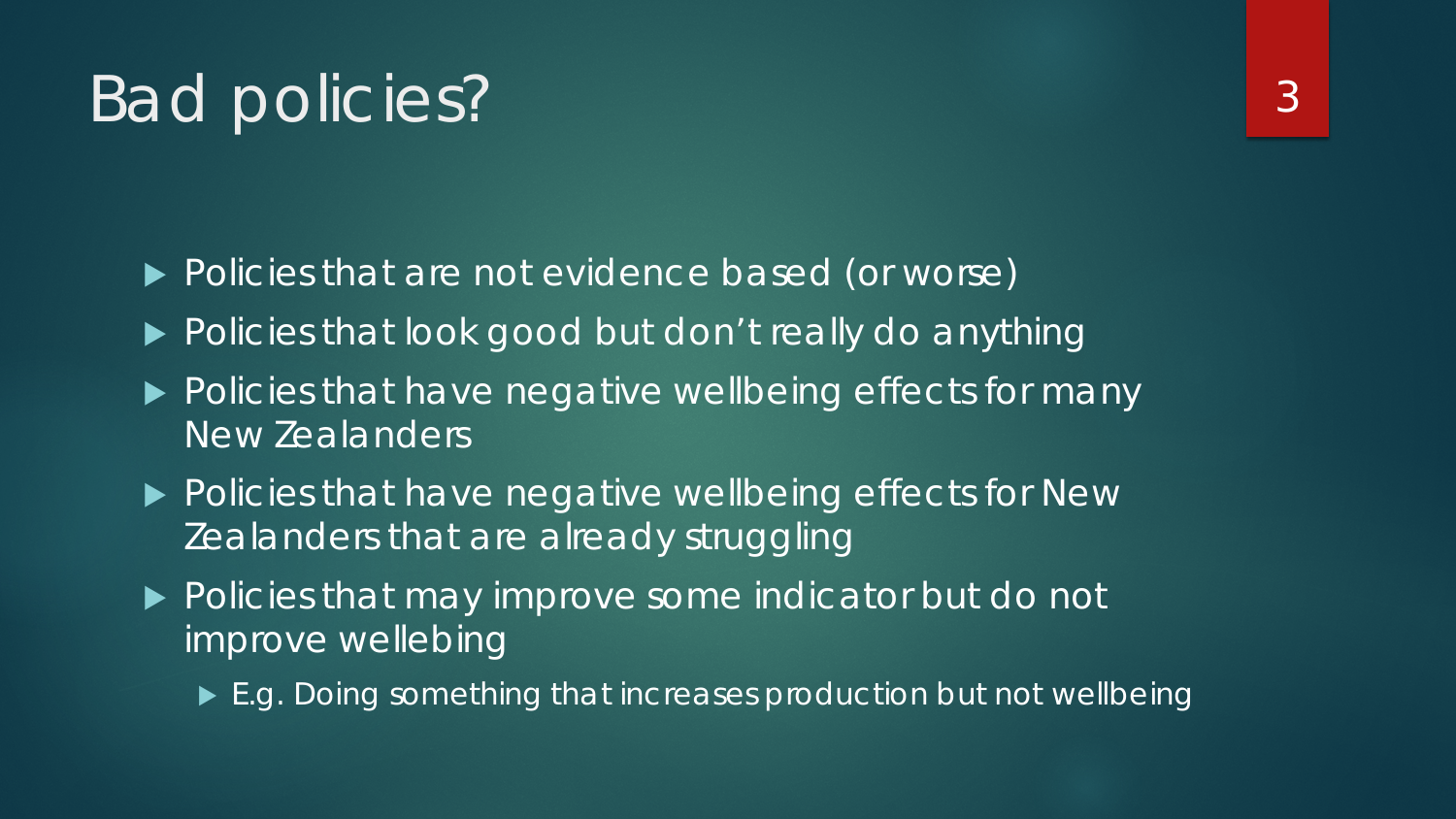# Bad policies?

- Policies that are not evidence based (or worse)
- Policies that look good but don't really do anything
- Policies that have negative wellbeing effects for many New Zealanders
- Policies that have negative wellbeing effects for New Zealanders that are already struggling
- Policies that may improve some indicator but do not improve wellebing
  - E.g. Doing something that increases production but not wellbeing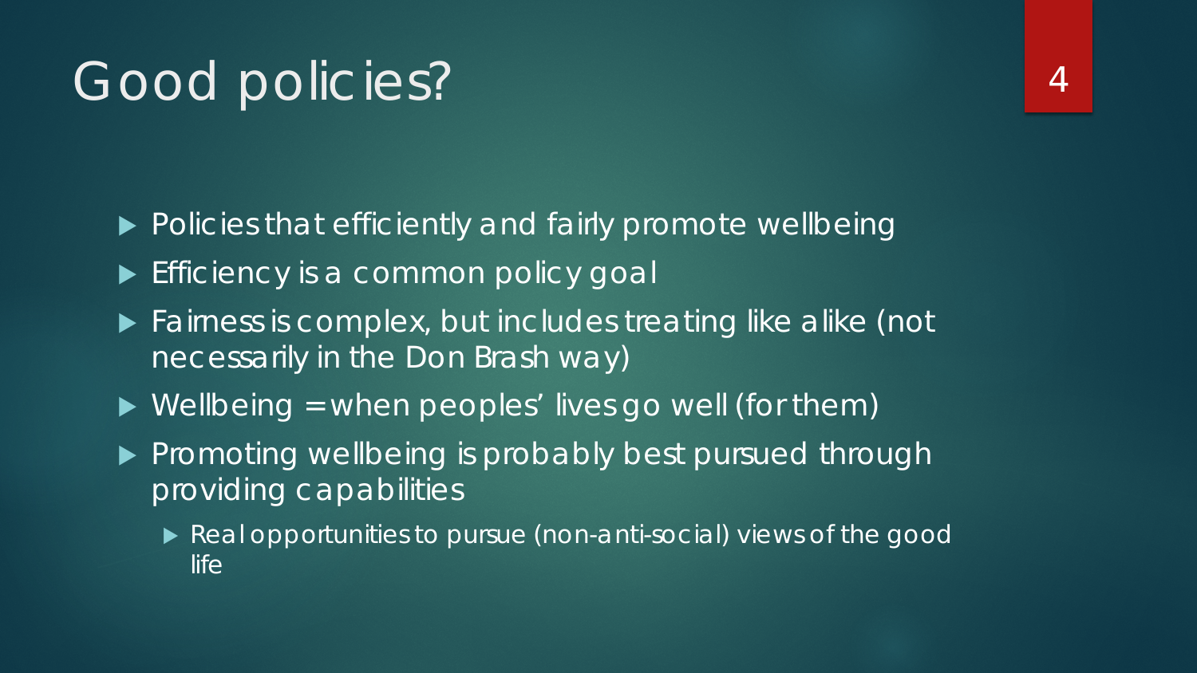# Good policies?

- Policies that efficiently and fairly promote wellbeing
- Efficiency is a common policy goal
- Fairness is complex, but includes treating like alike (not necessarily in the Don Brash way)
- Wellbeing = when peoples' lives go well (for them)
- Promoting wellbeing is probably best pursued through providing capabilities
  - Real opportunities to pursue (non-anti-social) views of the good life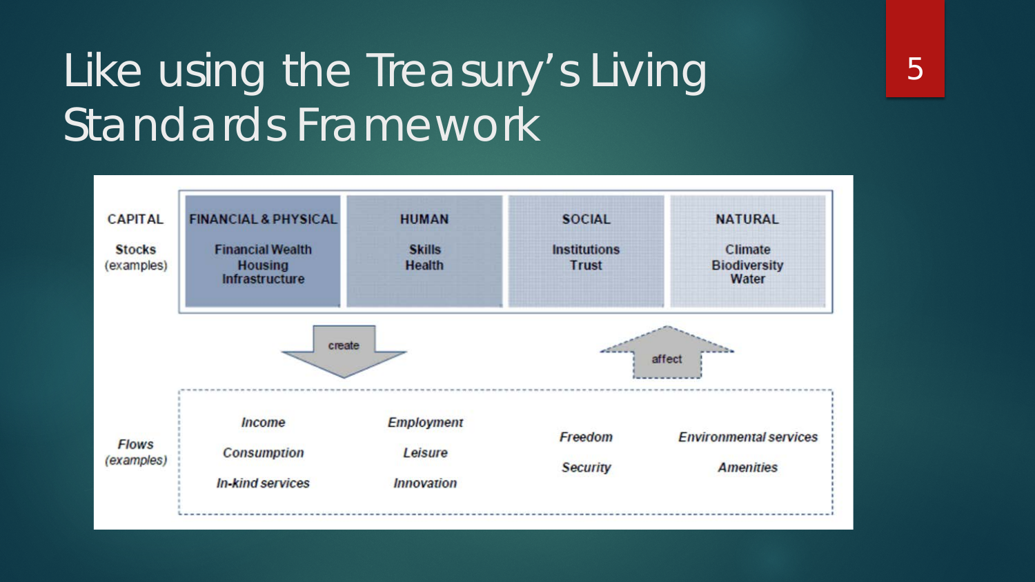# Like using the Treasury's Living Standards Framework

| CAPITAL | FINANCIAL & PHYSICAL | HUMAN | SOCIAL | NATURAL |
|---|---|---|---|---|
| **Stocks** (examples) | Financial Wealth, Housing, Infrastructure | Skills, Health | Institutions, Trust | Climate, Biodiversity, Water |

create ↓ ↑ affect

| **Flows** (examples) | | | | |
|---|---|---|---|---|
| | *Income* | *Employment* | *Freedom* | *Environmental services* |
| | *Consumption* | *Leisure* | *Security* | *Amenities* |
| | *In-kind services* | *Innovation* | | |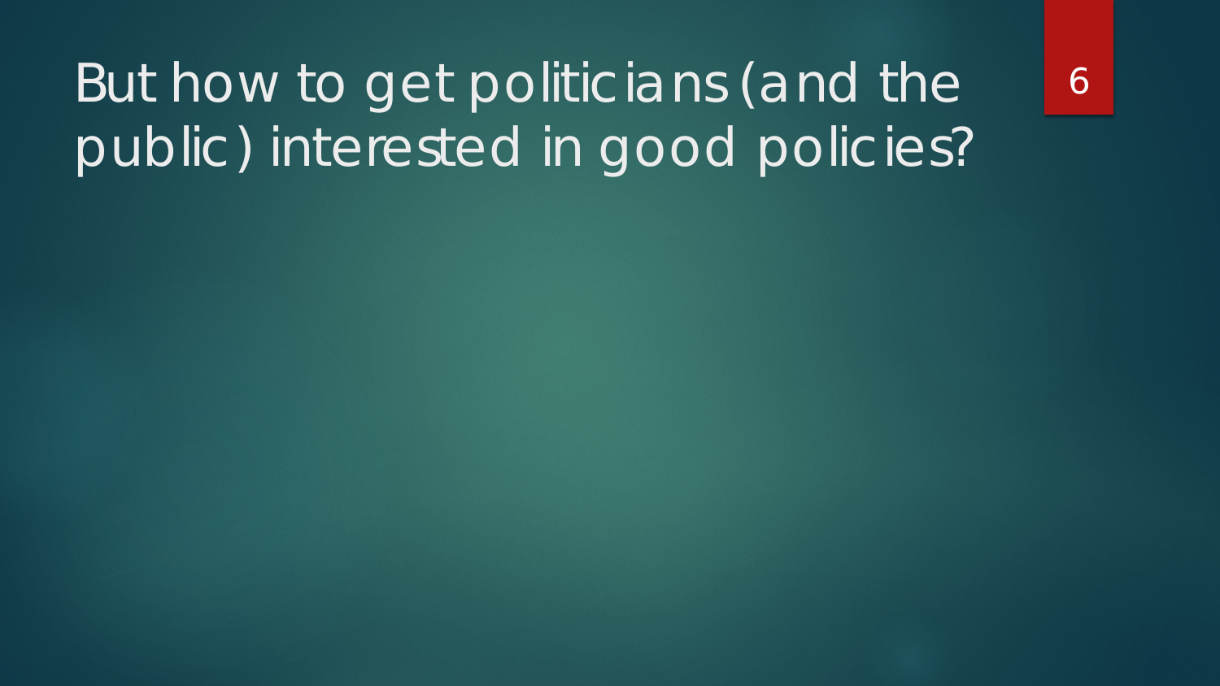# But how to get politicians (and the public) interested in good policies?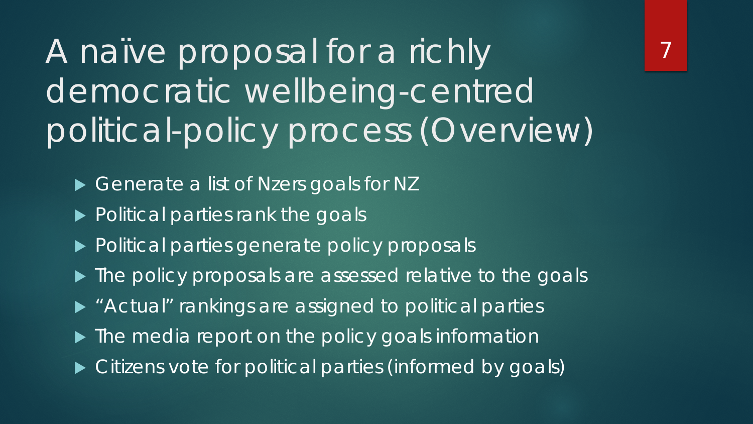# A naïve proposal for a richly democratic wellbeing-centred political-policy process (Overview)

- Generate a list of Nzers goals for NZ
- Political parties rank the goals
- Political parties generate policy proposals
- The policy proposals are assessed relative to the goals
- "Actual" rankings are assigned to political parties
- The media report on the policy goals information
- Citizens vote for political parties (informed by goals)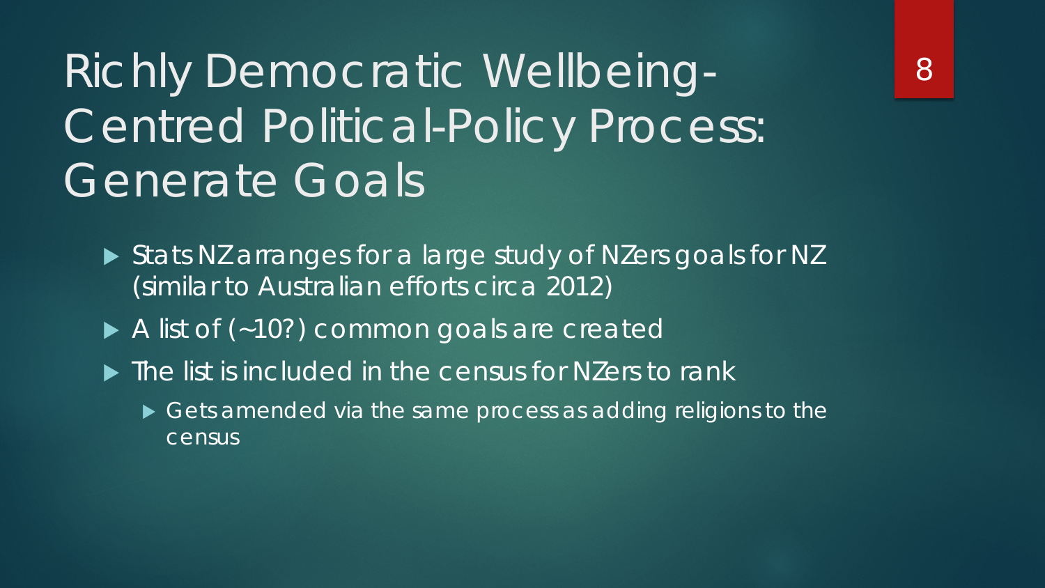# Richly Democratic Wellbeing-Centred Political-Policy Process: Generate Goals

- Stats NZ arranges for a large study of NZers goals for NZ (similar to Australian efforts circa 2012)
- A list of (~10?) common goals are created
- The list is included in the census for NZers to rank
  - Gets amended via the same process as adding religions to the census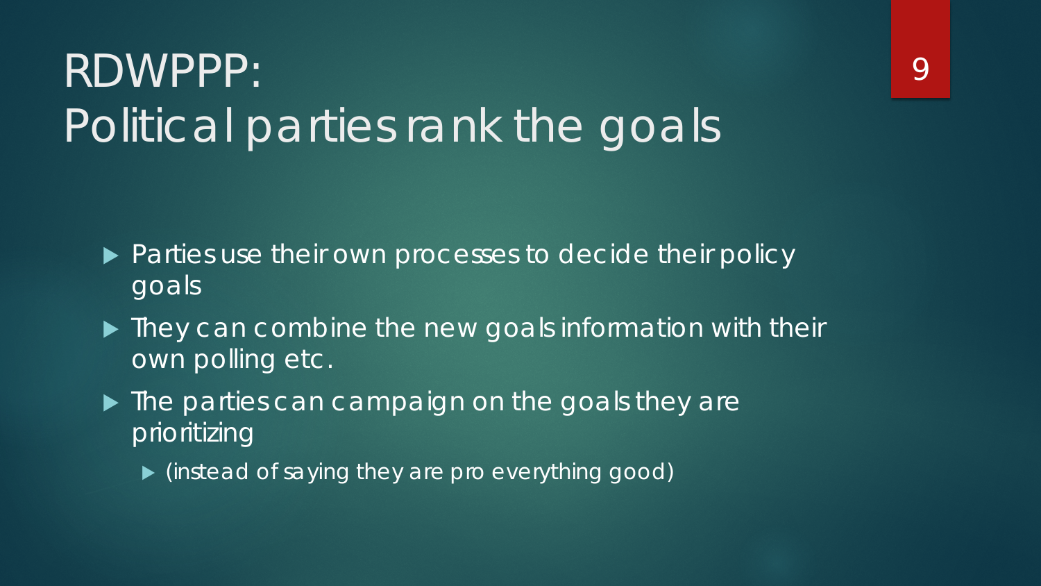# RDWPPP:
# Political parties rank the goals

- Parties use their own processes to decide their policy goals
- They can combine the new goals information with their own polling etc.
- The parties can campaign on the goals they are prioritizing
  - (instead of saying they are pro everything good)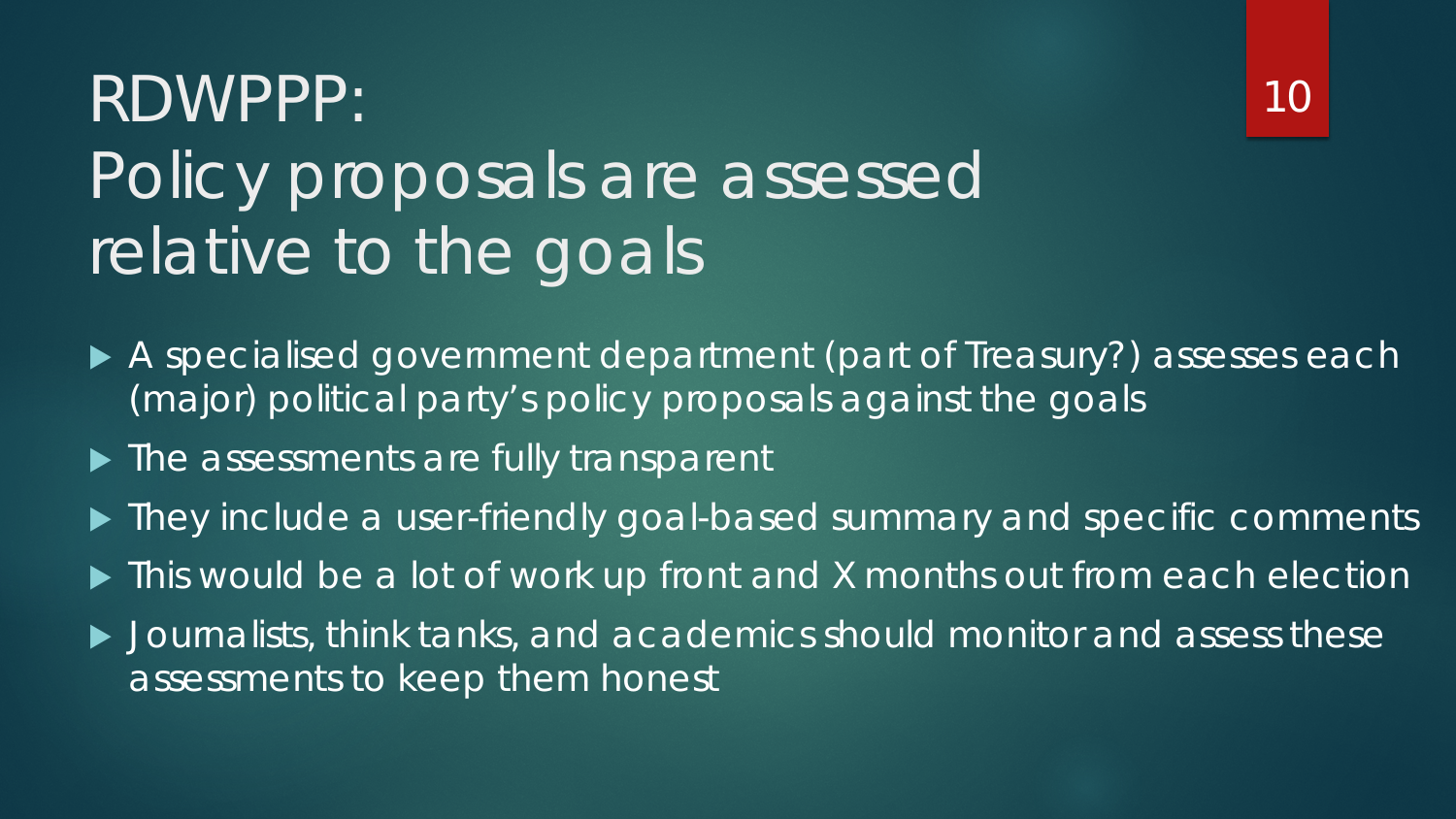# RDWPPP: Policy proposals are assessed relative to the goals

- A specialised government department (part of Treasury?) assesses each (major) political party's policy proposals against the goals
- The assessments are fully transparent
- They include a user-friendly goal-based summary and specific comments
- This would be a lot of work up front and X months out from each election
- Journalists, think tanks, and academics should monitor and assess these assessments to keep them honest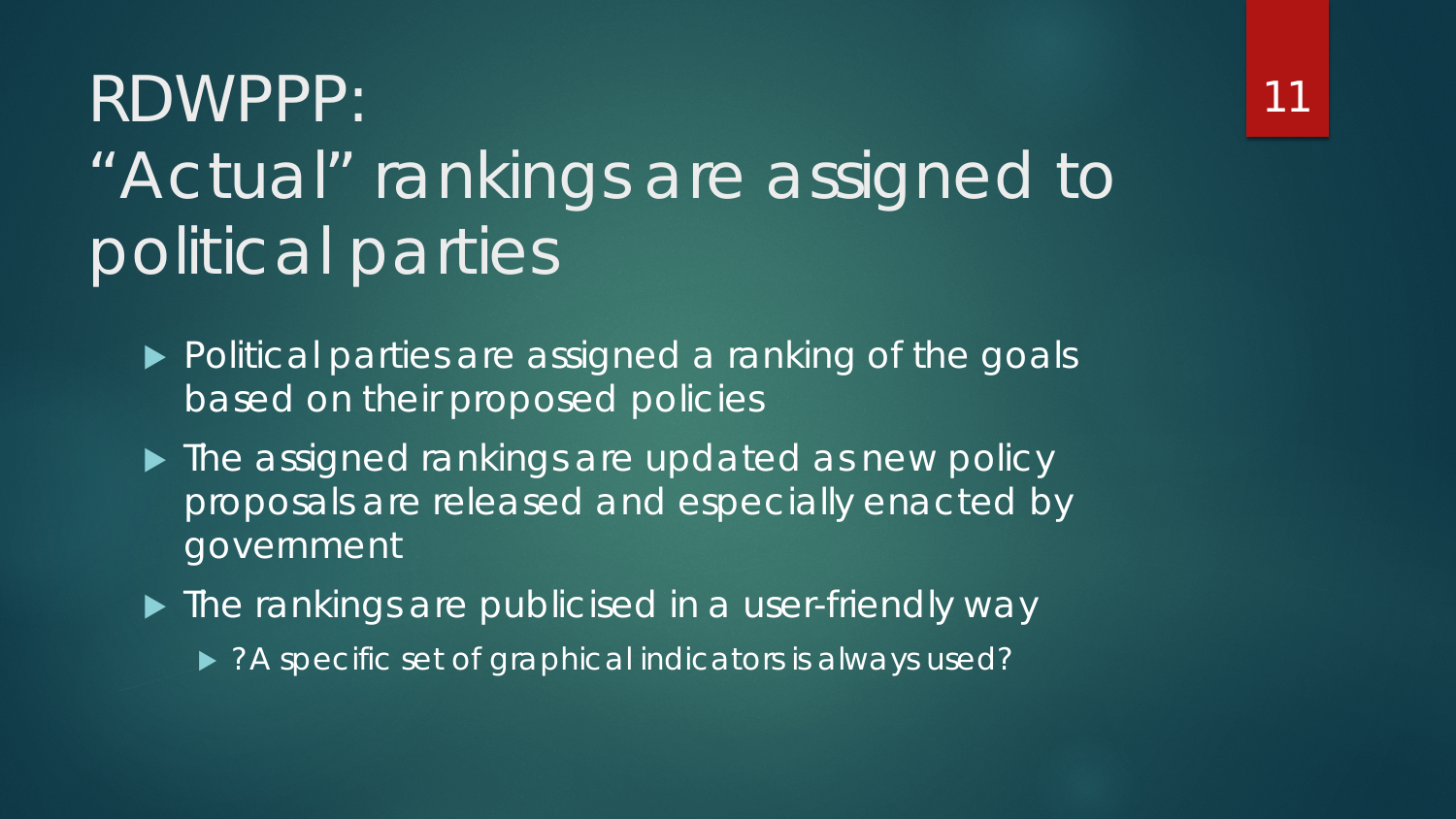# RDWPPP: "Actual" rankings are assigned to political parties

- Political parties are assigned a ranking of the goals based on their proposed policies
- The assigned rankings are updated as new policy proposals are released and especially enacted by government
- The rankings are publicised in a user-friendly way
  - ?A specific set of graphical indicators is always used?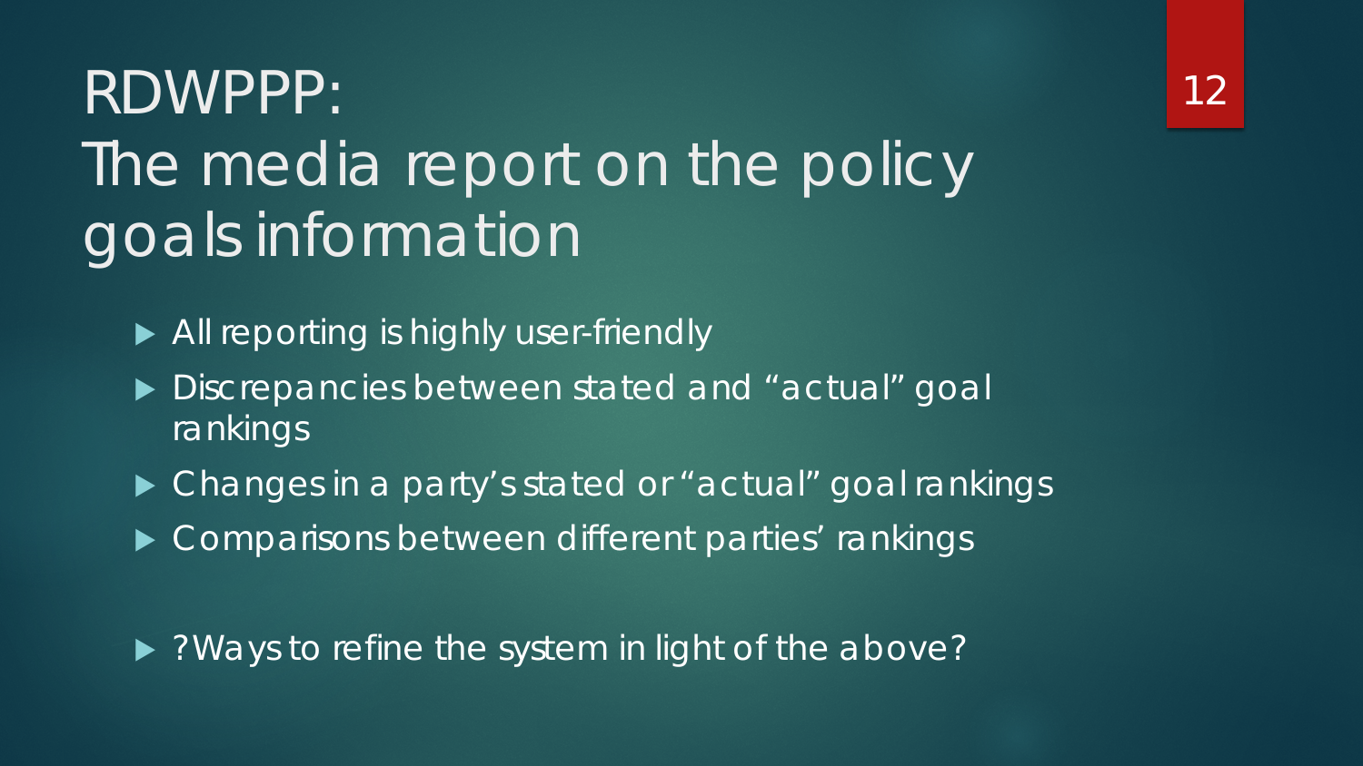# RDWPPP: The media report on the policy goals information

- All reporting is highly user-friendly
- Discrepancies between stated and "actual" goal rankings
- Changes in a party's stated or "actual" goal rankings
- Comparisons between different parties' rankings

- ?Ways to refine the system in light of the above?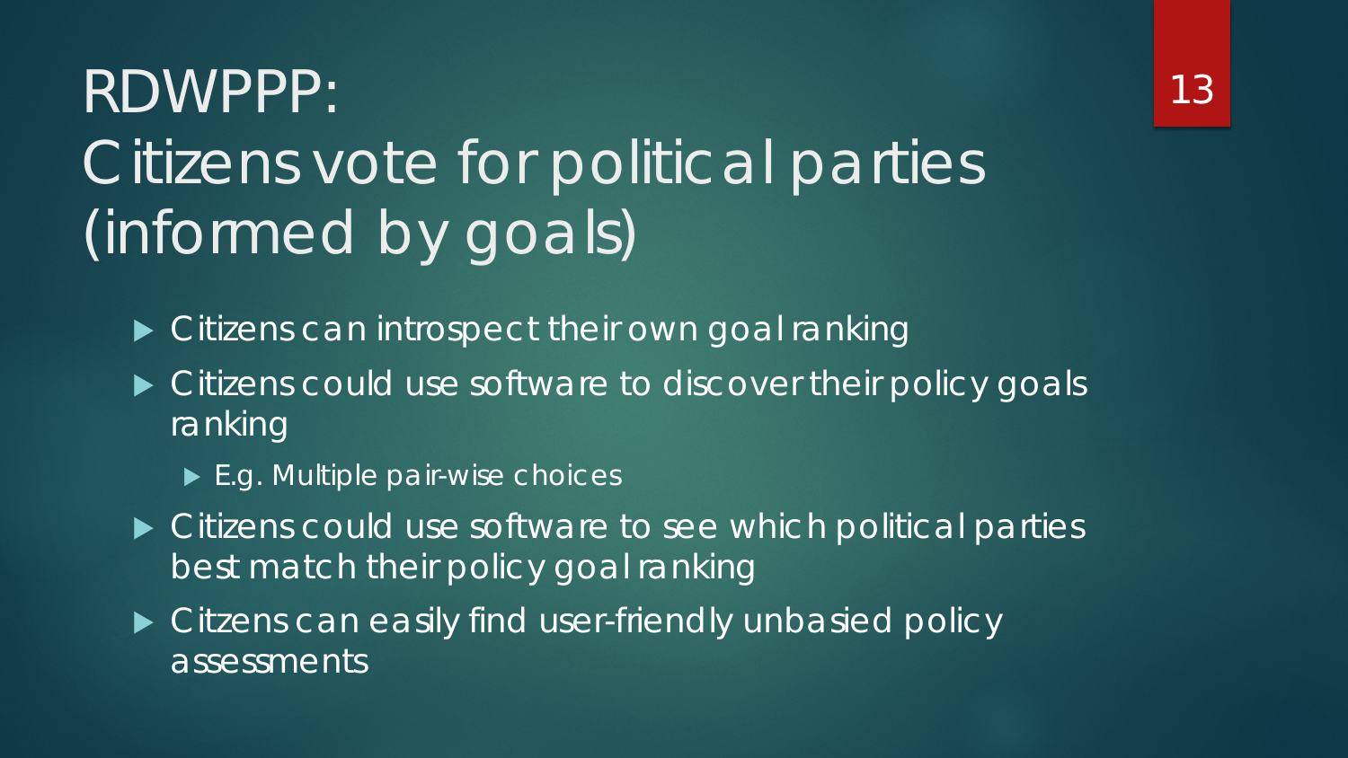# RDWPPP: Citizens vote for political parties (informed by goals)

- Citizens can introspect their own goal ranking
- Citizens could use software to discover their policy goals ranking
  - E.g. Multiple pair-wise choices
- Citizens could use software to see which political parties best match their policy goal ranking
- Citzens can easily find user-friendly unbasied policy assessments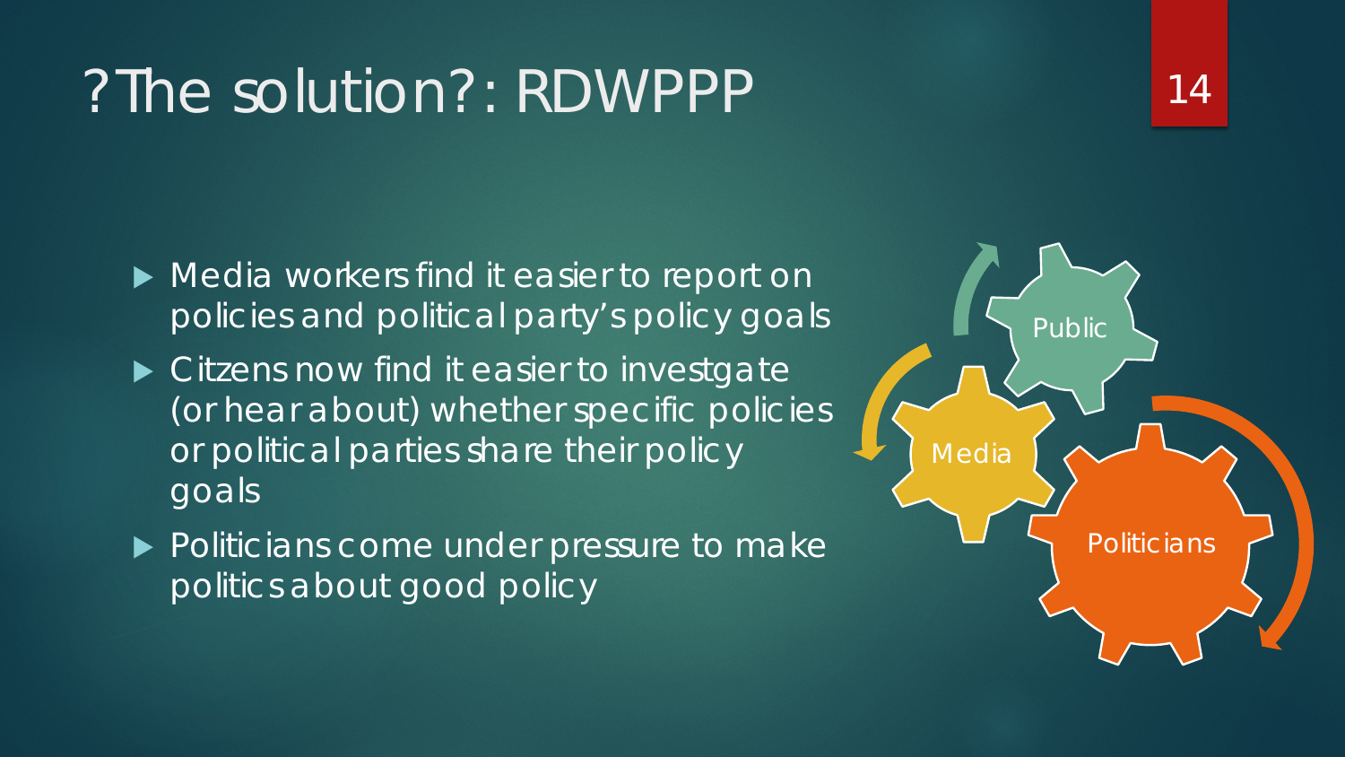# ?The solution?: RDWPPP

- Media workers find it easier to report on policies and political party's policy goals
- Citzens now find it easier to investgate (or hear about) whether specific policies or political parties share their policy goals
- Politicians come under pressure to make politics about good policy

Public

Media

Politicians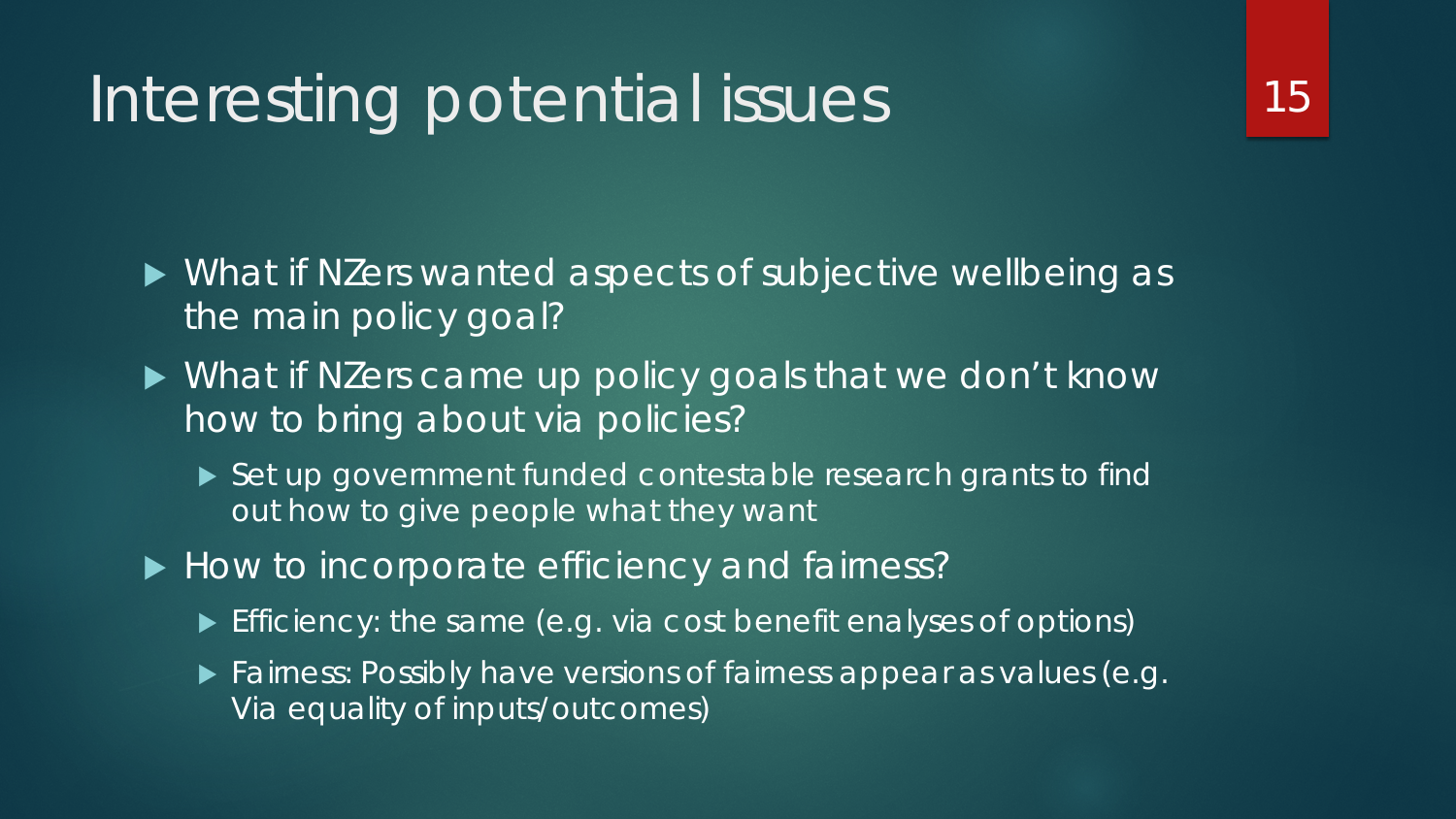# Interesting potential issues

- What if NZers wanted aspects of subjective wellbeing as the main policy goal?
- What if NZers came up policy goals that we don't know how to bring about via policies?
  - Set up government funded contestable research grants to find out how to give people what they want
- How to incorporate efficiency and fairness?
  - Efficiency: the same (e.g. via cost benefit enalyses of options)
  - Fairness: Possibly have versions of fairness appear as values (e.g. Via equality of inputs/outcomes)